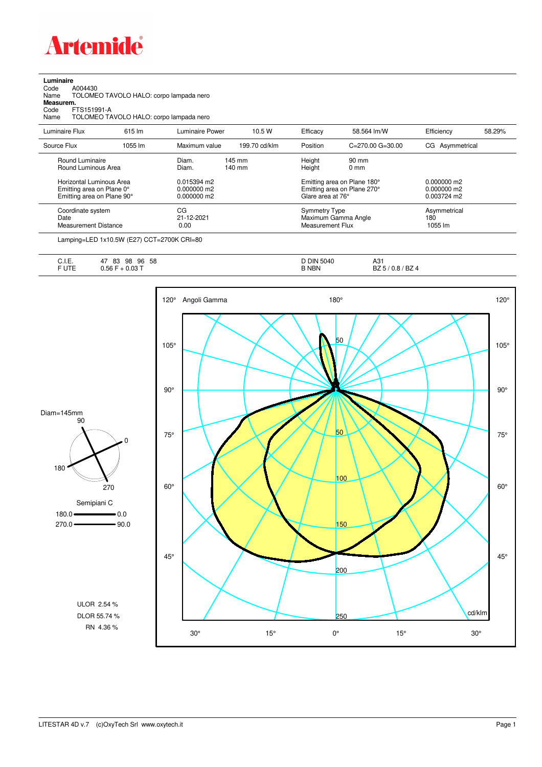Artemide

**Luminaire**

Code A004430

Name TOLOMEO TAVOLO HALO: corpo lampada nero

**Measurem.**

Code FTS151991-A

Name TOLOMEO TAVOLO HALO: corpo lampada nero

| Luminaire Flux | 615 lm | Luminaire Power | 10.5 W | Efficacy | 58.564 lm/W | Efficiency | 58.29% |
|---|---|---|---|---|---|---|---|
| Source Flux | 1055 lm | Maximum value | 199.70 cd/klm | Position | C=270.00 G=30.00 | CG | Asymmetrical |

| | | | | |
|---|---|---|---|---|
| Round Luminaire | Diam. 145 mm | Height 90 mm | | |
| Round Luminous Area | Diam. 140 mm | Height 0 mm | | |
| Horizontal Luminous Area | 0.015394 m2 | Emitting area on Plane 180° | 0.000000 m2 | |
| Emitting area on Plane 0° | 0.000000 m2 | Emitting area on Plane 270° | 0.000000 m2 | |
| Emitting area on Plane 90° | 0.000000 m2 | Glare area at 76° | 0.003724 m2 | |

| | | | |
|---|---|---|---|
| Coordinate system | CG | Symmetry Type | Asymmetrical |
| Date | 21-12-2021 | Maximum Gamma Angle | 180 |
| Measurement Distance | 0.00 | Measurement Flux | 1055 lm |

Lamping=LED 1x10.5W (E27) CCT=2700K CRI=80

| | | | |
|---|---|---|---|
| C.I.E. | 47 83 98 96 58 | D DIN 5040 | A31 |
| F UTE | 0.56 F + 0.03 T | B NBN | BZ 5 / 0.8 / BZ 4 |

Diam=145mm

Semipiani C

180.0 — 0.0

270.0 — 90.0

Angoli Gamma

cd/klm

ULOR 2.54 %

DLOR 55.74 %

RN 4.36 %

LITESTAR 4D v.7 (c)OxyTech Srl www.oxytech.it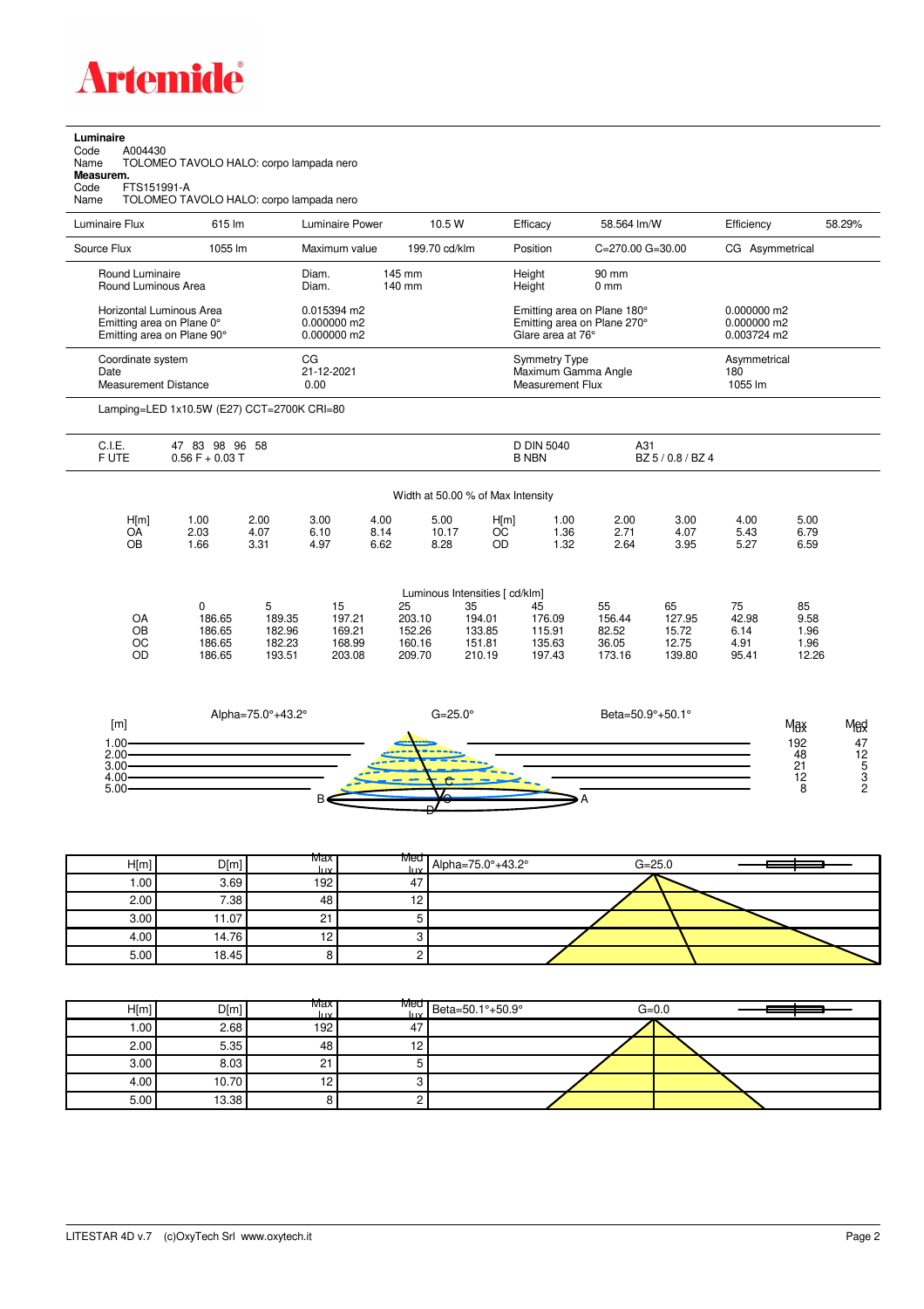Artemide®

**Luminaire**

Code A004430
Name TOLOMEO TAVOLO HALO: corpo lampada nero

**Measurem.**

Code FTS151991-A
Name TOLOMEO TAVOLO HALO: corpo lampada nero

| | | | | | | | |
|---|---|---|---|---|---|---|---|
| Luminaire Flux | 615 lm | Luminaire Power | 10.5 W | Efficacy | 58.564 lm/W | Efficiency | 58.29% |
| Source Flux | 1055 lm | Maximum value | 199.70 cd/klm | Position | C=270.00 G=30.00 | CG | Asymmetrical |

| | | | | | |
|---|---|---|---|---|---|
| Round Luminaire | Diam. | 145 mm | Height | 90 mm | |
| Round Luminous Area | Diam. | 140 mm | Height | 0 mm | |
| Horizontal Luminous Area | 0.015394 m2 | | Emitting area on Plane 180° | | 0.000000 m2 |
| Emitting area on Plane 0° | 0.000000 m2 | | Emitting area on Plane 270° | | 0.000000 m2 |
| Emitting area on Plane 90° | 0.000000 m2 | | Glare area at 76° | | 0.003724 m2 |
| Coordinate system | CG | | Symmetry Type | | Asymmetrical |
| Date | 21-12-2021 | | Maximum Gamma Angle | | 180 |
| Measurement Distance | 0.00 | | Measurement Flux | | 1055 lm |

Lamping=LED 1x10.5W (E27) CCT=2700K CRI=80

| | | | |
|---|---|---|---|
| C.I.E. | 47 83 98 96 58 | D DIN 5040 | A31 |
| F UTE | 0.56 F + 0.03 T | B NBN | BZ 5 / 0.8 / BZ 4 |

Width at 50.00 % of Max Intensity

| H[m] | 1.00 | 2.00 | 3.00 | 4.00 | 5.00 | H[m] | 1.00 | 2.00 | 3.00 | 4.00 | 5.00 |
|---|---|---|---|---|---|---|---|---|---|---|---|
| OA | 2.03 | 4.07 | 6.10 | 8.14 | 10.17 | OC | 1.36 | 2.71 | 4.07 | 5.43 | 6.79 |
| OB | 1.66 | 3.31 | 4.97 | 6.62 | 8.28 | OD | 1.32 | 2.64 | 3.95 | 5.27 | 6.59 |

Luminous Intensities [ cd/klm]

| | 0 | 5 | 15 | 25 | 35 | 45 | 55 | 65 | 75 | 85 |
|---|---|---|---|---|---|---|---|---|---|---|
| OA | 186.65 | 189.35 | 197.21 | 203.10 | 194.01 | 176.09 | 156.44 | 127.95 | 42.98 | 9.58 |
| OB | 186.65 | 182.96 | 169.21 | 152.26 | 133.85 | 115.91 | 82.52 | 15.72 | 6.14 | 1.96 |
| OC | 186.65 | 182.23 | 168.99 | 160.16 | 151.81 | 135.63 | 36.05 | 12.75 | 4.91 | 1.96 |
| OD | 186.65 | 193.51 | 203.08 | 209.70 | 210.19 | 197.43 | 173.16 | 139.80 | 95.41 | 12.26 |

Alpha=75.0°+43.2°
G=25.0°
Beta=50.9°+50.1°
[m]
1.00
2.00
3.00
4.00
5.00
B C D A
Max lux: 192 48 21 12 8
Med lux: 47 12 5 3 2

| H[m] | D[m] | Max lux | Med lux | Alpha=75.0°+43.2° G=25.0 |
|---|---|---|---|---|
| 1.00 | 3.69 | 192 | 47 | |
| 2.00 | 7.38 | 48 | 12 | |
| 3.00 | 11.07 | 21 | 5 | |
| 4.00 | 14.76 | 12 | 3 | |
| 5.00 | 18.45 | 8 | 2 | |

| H[m] | D[m] | Max lux | Med lux | Beta=50.1°+50.9° G=0.0 |
|---|---|---|---|---|
| 1.00 | 2.68 | 192 | 47 | |
| 2.00 | 5.35 | 48 | 12 | |
| 3.00 | 8.03 | 21 | 5 | |
| 4.00 | 10.70 | 12 | 3 | |
| 5.00 | 13.38 | 8 | 2 | |

LITESTAR 4D v.7 (c)OxyTech Srl www.oxytech.it